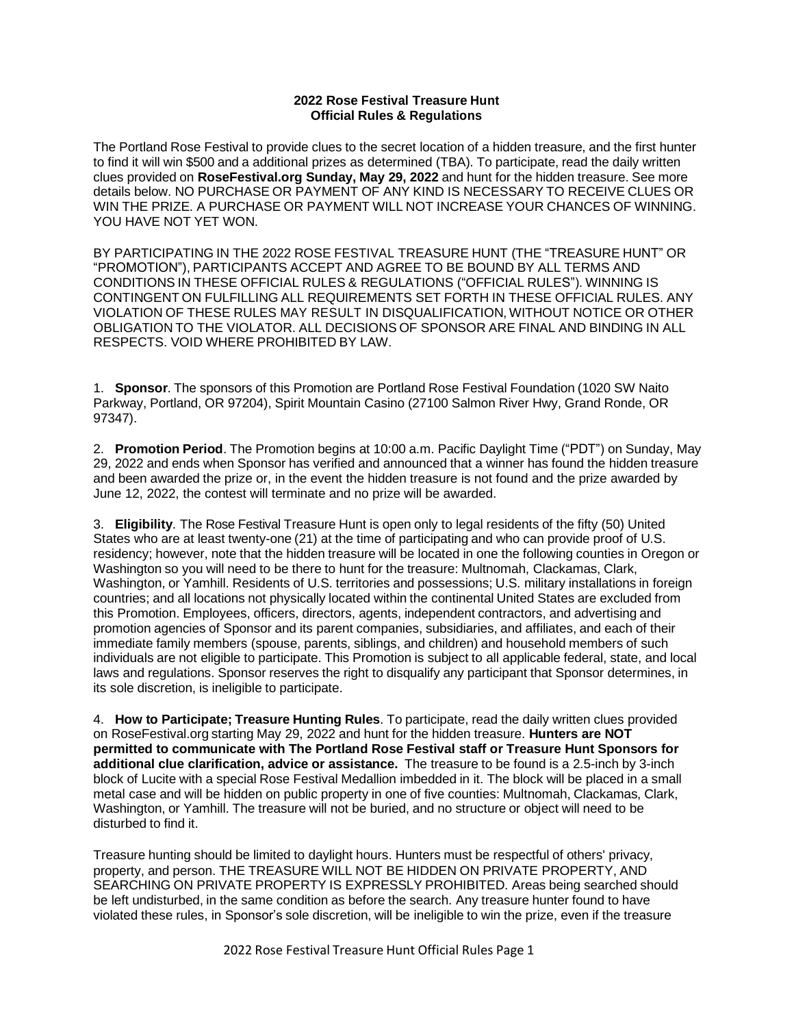**2022 Rose Festival Treasure Hunt**
**Official Rules & Regulations**

The Portland Rose Festival to provide clues to the secret location of a hidden treasure, and the first hunter to find it will win $500 and a additional prizes as determined (TBA). To participate, read the daily written clues provided on **RoseFestival.org Sunday, May 29, 2022** and hunt for the hidden treasure. See more details below. NO PURCHASE OR PAYMENT OF ANY KIND IS NECESSARY TO RECEIVE CLUES OR WIN THE PRIZE. A PURCHASE OR PAYMENT WILL NOT INCREASE YOUR CHANCES OF WINNING. YOU HAVE NOT YET WON.

BY PARTICIPATING IN THE 2022 ROSE FESTIVAL TREASURE HUNT (THE "TREASURE HUNT" OR "PROMOTION"), PARTICIPANTS ACCEPT AND AGREE TO BE BOUND BY ALL TERMS AND CONDITIONS IN THESE OFFICIAL RULES & REGULATIONS ("OFFICIAL RULES"). WINNING IS CONTINGENT ON FULFILLING ALL REQUIREMENTS SET FORTH IN THESE OFFICIAL RULES. ANY VIOLATION OF THESE RULES MAY RESULT IN DISQUALIFICATION, WITHOUT NOTICE OR OTHER OBLIGATION TO THE VIOLATOR. ALL DECISIONS OF SPONSOR ARE FINAL AND BINDING IN ALL RESPECTS. VOID WHERE PROHIBITED BY LAW.

1. **Sponsor**. The sponsors of this Promotion are Portland Rose Festival Foundation (1020 SW Naito Parkway, Portland, OR 97204), Spirit Mountain Casino (27100 Salmon River Hwy, Grand Ronde, OR 97347).

2. **Promotion Period**. The Promotion begins at 10:00 a.m. Pacific Daylight Time ("PDT") on Sunday, May 29, 2022 and ends when Sponsor has verified and announced that a winner has found the hidden treasure and been awarded the prize or, in the event the hidden treasure is not found and the prize awarded by June 12, 2022, the contest will terminate and no prize will be awarded.

3. **Eligibility**. The Rose Festival Treasure Hunt is open only to legal residents of the fifty (50) United States who are at least twenty-one (21) at the time of participating and who can provide proof of U.S. residency; however, note that the hidden treasure will be located in one the following counties in Oregon or Washington so you will need to be there to hunt for the treasure: Multnomah, Clackamas, Clark, Washington, or Yamhill. Residents of U.S. territories and possessions; U.S. military installations in foreign countries; and all locations not physically located within the continental United States are excluded from this Promotion. Employees, officers, directors, agents, independent contractors, and advertising and promotion agencies of Sponsor and its parent companies, subsidiaries, and affiliates, and each of their immediate family members (spouse, parents, siblings, and children) and household members of such individuals are not eligible to participate. This Promotion is subject to all applicable federal, state, and local laws and regulations. Sponsor reserves the right to disqualify any participant that Sponsor determines, in its sole discretion, is ineligible to participate.

4. **How to Participate; Treasure Hunting Rules**. To participate, read the daily written clues provided on RoseFestival.org starting May 29, 2022 and hunt for the hidden treasure. **Hunters are NOT permitted to communicate with The Portland Rose Festival staff or Treasure Hunt Sponsors for additional clue clarification, advice or assistance.** The treasure to be found is a 2.5-inch by 3-inch block of Lucite with a special Rose Festival Medallion imbedded in it. The block will be placed in a small metal case and will be hidden on public property in one of five counties: Multnomah, Clackamas, Clark, Washington, or Yamhill. The treasure will not be buried, and no structure or object will need to be disturbed to find it.

Treasure hunting should be limited to daylight hours. Hunters must be respectful of others' privacy, property, and person. THE TREASURE WILL NOT BE HIDDEN ON PRIVATE PROPERTY, AND SEARCHING ON PRIVATE PROPERTY IS EXPRESSLY PROHIBITED. Areas being searched should be left undisturbed, in the same condition as before the search. Any treasure hunter found to have violated these rules, in Sponsor's sole discretion, will be ineligible to win the prize, even if the treasure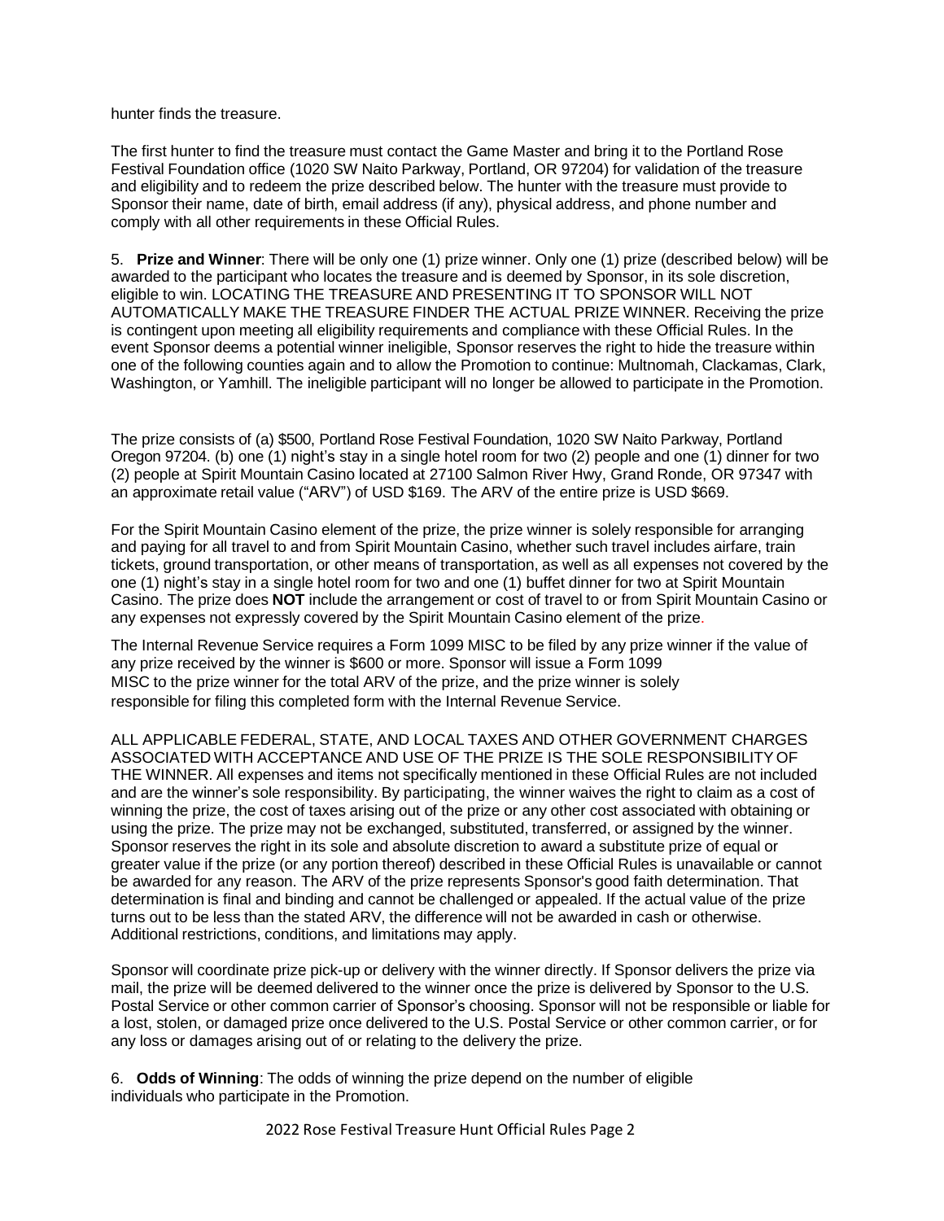hunter finds the treasure.

The first hunter to find the treasure must contact the Game Master and bring it to the Portland Rose Festival Foundation office (1020 SW Naito Parkway, Portland, OR 97204) for validation of the treasure and eligibility and to redeem the prize described below. The hunter with the treasure must provide to Sponsor their name, date of birth, email address (if any), physical address, and phone number and comply with all other requirements in these Official Rules.

5. **Prize and Winner**: There will be only one (1) prize winner. Only one (1) prize (described below) will be awarded to the participant who locates the treasure and is deemed by Sponsor, in its sole discretion, eligible to win. LOCATING THE TREASURE AND PRESENTING IT TO SPONSOR WILL NOT AUTOMATICALLY MAKE THE TREASURE FINDER THE ACTUAL PRIZE WINNER. Receiving the prize is contingent upon meeting all eligibility requirements and compliance with these Official Rules. In the event Sponsor deems a potential winner ineligible, Sponsor reserves the right to hide the treasure within one of the following counties again and to allow the Promotion to continue: Multnomah, Clackamas, Clark, Washington, or Yamhill. The ineligible participant will no longer be allowed to participate in the Promotion.

The prize consists of (a) $500, Portland Rose Festival Foundation, 1020 SW Naito Parkway, Portland Oregon 97204. (b) one (1) night's stay in a single hotel room for two (2) people and one (1) dinner for two (2) people at Spirit Mountain Casino located at 27100 Salmon River Hwy, Grand Ronde, OR 97347 with an approximate retail value ("ARV") of USD $169. The ARV of the entire prize is USD $669.

For the Spirit Mountain Casino element of the prize, the prize winner is solely responsible for arranging and paying for all travel to and from Spirit Mountain Casino, whether such travel includes airfare, train tickets, ground transportation, or other means of transportation, as well as all expenses not covered by the one (1) night's stay in a single hotel room for two and one (1) buffet dinner for two at Spirit Mountain Casino. The prize does **NOT** include the arrangement or cost of travel to or from Spirit Mountain Casino or any expenses not expressly covered by the Spirit Mountain Casino element of the prize.

The Internal Revenue Service requires a Form 1099 MISC to be filed by any prize winner if the value of any prize received by the winner is $600 or more. Sponsor will issue a Form 1099 MISC to the prize winner for the total ARV of the prize, and the prize winner is solely responsible for filing this completed form with the Internal Revenue Service.

ALL APPLICABLE FEDERAL, STATE, AND LOCAL TAXES AND OTHER GOVERNMENT CHARGES ASSOCIATED WITH ACCEPTANCE AND USE OF THE PRIZE IS THE SOLE RESPONSIBILITY OF THE WINNER. All expenses and items not specifically mentioned in these Official Rules are not included and are the winner's sole responsibility. By participating, the winner waives the right to claim as a cost of winning the prize, the cost of taxes arising out of the prize or any other cost associated with obtaining or using the prize. The prize may not be exchanged, substituted, transferred, or assigned by the winner. Sponsor reserves the right in its sole and absolute discretion to award a substitute prize of equal or greater value if the prize (or any portion thereof) described in these Official Rules is unavailable or cannot be awarded for any reason. The ARV of the prize represents Sponsor's good faith determination. That determination is final and binding and cannot be challenged or appealed. If the actual value of the prize turns out to be less than the stated ARV, the difference will not be awarded in cash or otherwise. Additional restrictions, conditions, and limitations may apply.

Sponsor will coordinate prize pick-up or delivery with the winner directly. If Sponsor delivers the prize via mail, the prize will be deemed delivered to the winner once the prize is delivered by Sponsor to the U.S. Postal Service or other common carrier of Sponsor's choosing. Sponsor will not be responsible or liable for a lost, stolen, or damaged prize once delivered to the U.S. Postal Service or other common carrier, or for any loss or damages arising out of or relating to the delivery the prize.

6. **Odds of Winning**: The odds of winning the prize depend on the number of eligible individuals who participate in the Promotion.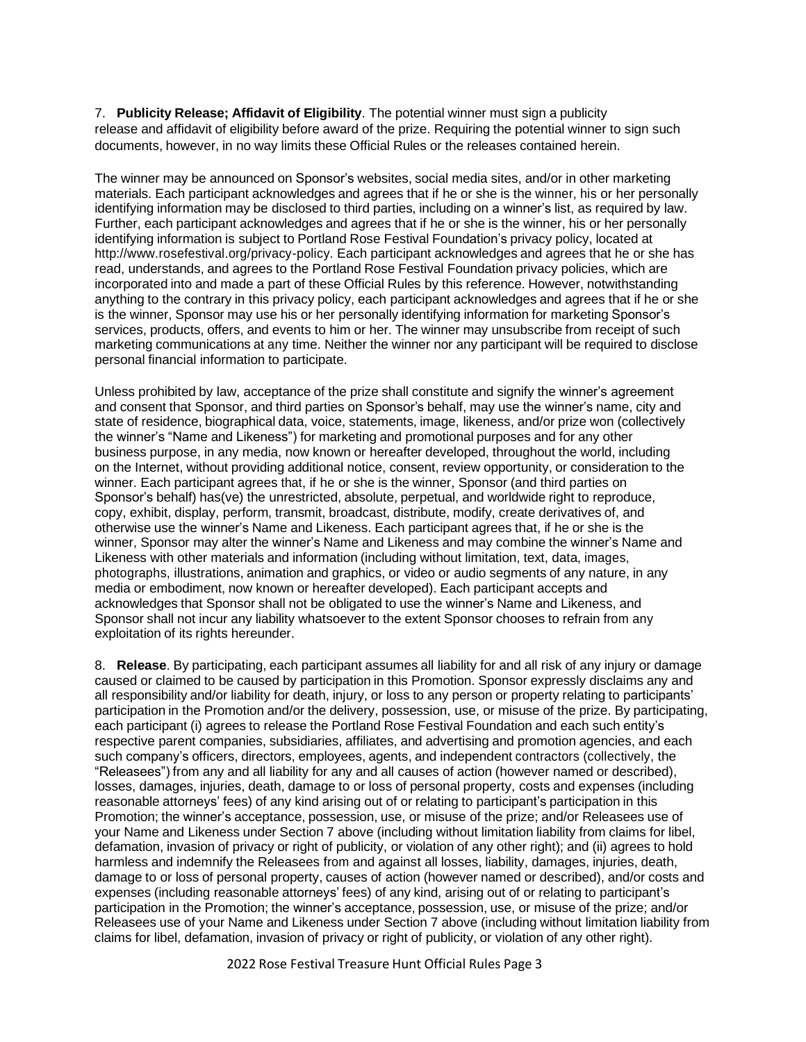7. **Publicity Release; Affidavit of Eligibility**. The potential winner must sign a publicity release and affidavit of eligibility before award of the prize. Requiring the potential winner to sign such documents, however, in no way limits these Official Rules or the releases contained herein.

The winner may be announced on Sponsor's websites, social media sites, and/or in other marketing materials. Each participant acknowledges and agrees that if he or she is the winner, his or her personally identifying information may be disclosed to third parties, including on a winner's list, as required by law. Further, each participant acknowledges and agrees that if he or she is the winner, his or her personally identifying information is subject to Portland Rose Festival Foundation's privacy policy, located at http://www.rosefestival.org/privacy-policy. Each participant acknowledges and agrees that he or she has read, understands, and agrees to the Portland Rose Festival Foundation privacy policies, which are incorporated into and made a part of these Official Rules by this reference. However, notwithstanding anything to the contrary in this privacy policy, each participant acknowledges and agrees that if he or she is the winner, Sponsor may use his or her personally identifying information for marketing Sponsor's services, products, offers, and events to him or her. The winner may unsubscribe from receipt of such marketing communications at any time. Neither the winner nor any participant will be required to disclose personal financial information to participate.

Unless prohibited by law, acceptance of the prize shall constitute and signify the winner's agreement and consent that Sponsor, and third parties on Sponsor's behalf, may use the winner's name, city and state of residence, biographical data, voice, statements, image, likeness, and/or prize won (collectively the winner's "Name and Likeness") for marketing and promotional purposes and for any other business purpose, in any media, now known or hereafter developed, throughout the world, including on the Internet, without providing additional notice, consent, review opportunity, or consideration to the winner. Each participant agrees that, if he or she is the winner, Sponsor (and third parties on Sponsor's behalf) has(ve) the unrestricted, absolute, perpetual, and worldwide right to reproduce, copy, exhibit, display, perform, transmit, broadcast, distribute, modify, create derivatives of, and otherwise use the winner's Name and Likeness. Each participant agrees that, if he or she is the winner, Sponsor may alter the winner's Name and Likeness and may combine the winner's Name and Likeness with other materials and information (including without limitation, text, data, images, photographs, illustrations, animation and graphics, or video or audio segments of any nature, in any media or embodiment, now known or hereafter developed). Each participant accepts and acknowledges that Sponsor shall not be obligated to use the winner's Name and Likeness, and Sponsor shall not incur any liability whatsoever to the extent Sponsor chooses to refrain from any exploitation of its rights hereunder.

8. **Release**. By participating, each participant assumes all liability for and all risk of any injury or damage caused or claimed to be caused by participation in this Promotion. Sponsor expressly disclaims any and all responsibility and/or liability for death, injury, or loss to any person or property relating to participants' participation in the Promotion and/or the delivery, possession, use, or misuse of the prize. By participating, each participant (i) agrees to release the Portland Rose Festival Foundation and each such entity's respective parent companies, subsidiaries, affiliates, and advertising and promotion agencies, and each such company's officers, directors, employees, agents, and independent contractors (collectively, the "Releasees") from any and all liability for any and all causes of action (however named or described), losses, damages, injuries, death, damage to or loss of personal property, costs and expenses (including reasonable attorneys' fees) of any kind arising out of or relating to participant's participation in this Promotion; the winner's acceptance, possession, use, or misuse of the prize; and/or Releasees use of your Name and Likeness under Section 7 above (including without limitation liability from claims for libel, defamation, invasion of privacy or right of publicity, or violation of any other right); and (ii) agrees to hold harmless and indemnify the Releasees from and against all losses, liability, damages, injuries, death, damage to or loss of personal property, causes of action (however named or described), and/or costs and expenses (including reasonable attorneys' fees) of any kind, arising out of or relating to participant's participation in the Promotion; the winner's acceptance, possession, use, or misuse of the prize; and/or Releasees use of your Name and Likeness under Section 7 above (including without limitation liability from claims for libel, defamation, invasion of privacy or right of publicity, or violation of any other right).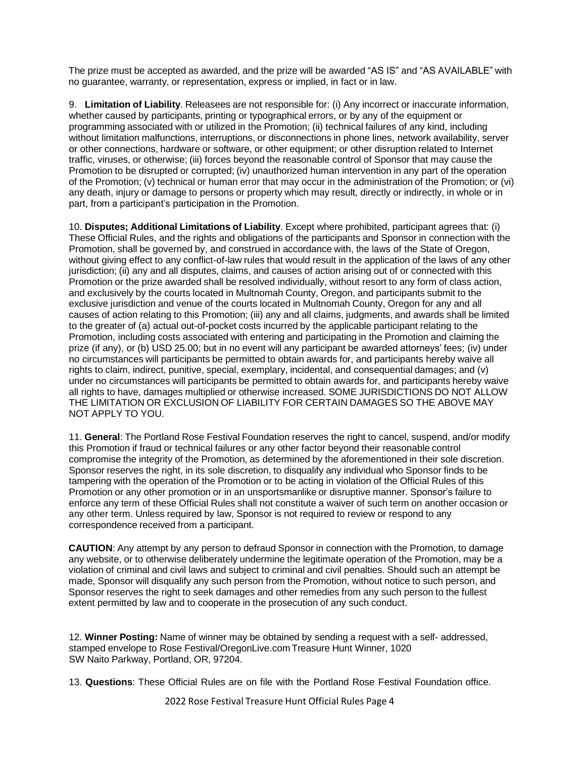The prize must be accepted as awarded, and the prize will be awarded "AS IS" and "AS AVAILABLE" with no guarantee, warranty, or representation, express or implied, in fact or in law.

9. **Limitation of Liability**. Releasees are not responsible for: (i) Any incorrect or inaccurate information, whether caused by participants, printing or typographical errors, or by any of the equipment or programming associated with or utilized in the Promotion; (ii) technical failures of any kind, including without limitation malfunctions, interruptions, or disconnections in phone lines, network availability, server or other connections, hardware or software, or other equipment; or other disruption related to Internet traffic, viruses, or otherwise; (iii) forces beyond the reasonable control of Sponsor that may cause the Promotion to be disrupted or corrupted; (iv) unauthorized human intervention in any part of the operation of the Promotion; (v) technical or human error that may occur in the administration of the Promotion; or (vi) any death, injury or damage to persons or property which may result, directly or indirectly, in whole or in part, from a participant's participation in the Promotion.

10. **Disputes; Additional Limitations of Liability**. Except where prohibited, participant agrees that: (i) These Official Rules, and the rights and obligations of the participants and Sponsor in connection with the Promotion, shall be governed by, and construed in accordance with, the laws of the State of Oregon, without giving effect to any conflict-of-law rules that would result in the application of the laws of any other jurisdiction; (ii) any and all disputes, claims, and causes of action arising out of or connected with this Promotion or the prize awarded shall be resolved individually, without resort to any form of class action, and exclusively by the courts located in Multnomah County, Oregon, and participants submit to the exclusive jurisdiction and venue of the courts located in Multnomah County, Oregon for any and all causes of action relating to this Promotion; (iii) any and all claims, judgments, and awards shall be limited to the greater of (a) actual out-of-pocket costs incurred by the applicable participant relating to the Promotion, including costs associated with entering and participating in the Promotion and claiming the prize (if any), or (b) USD 25.00; but in no event will any participant be awarded attorneys' fees; (iv) under no circumstances will participants be permitted to obtain awards for, and participants hereby waive all rights to claim, indirect, punitive, special, exemplary, incidental, and consequential damages; and (v) under no circumstances will participants be permitted to obtain awards for, and participants hereby waive all rights to have, damages multiplied or otherwise increased. SOME JURISDICTIONS DO NOT ALLOW THE LIMITATION OR EXCLUSION OF LIABILITY FOR CERTAIN DAMAGES SO THE ABOVE MAY NOT APPLY TO YOU.

11. **General**: The Portland Rose Festival Foundation reserves the right to cancel, suspend, and/or modify this Promotion if fraud or technical failures or any other factor beyond their reasonable control compromise the integrity of the Promotion, as determined by the aforementioned in their sole discretion. Sponsor reserves the right, in its sole discretion, to disqualify any individual who Sponsor finds to be tampering with the operation of the Promotion or to be acting in violation of the Official Rules of this Promotion or any other promotion or in an unsportsmanlike or disruptive manner. Sponsor's failure to enforce any term of these Official Rules shall not constitute a waiver of such term on another occasion or any other term. Unless required by law, Sponsor is not required to review or respond to any correspondence received from a participant.

**CAUTION**: Any attempt by any person to defraud Sponsor in connection with the Promotion, to damage any website, or to otherwise deliberately undermine the legitimate operation of the Promotion, may be a violation of criminal and civil laws and subject to criminal and civil penalties. Should such an attempt be made, Sponsor will disqualify any such person from the Promotion, without notice to such person, and Sponsor reserves the right to seek damages and other remedies from any such person to the fullest extent permitted by law and to cooperate in the prosecution of any such conduct.

12. **Winner Posting:** Name of winner may be obtained by sending a request with a self- addressed, stamped envelope to Rose Festival/OregonLive.com Treasure Hunt Winner, 1020 SW Naito Parkway, Portland, OR, 97204.

13. **Questions**: These Official Rules are on file with the Portland Rose Festival Foundation office.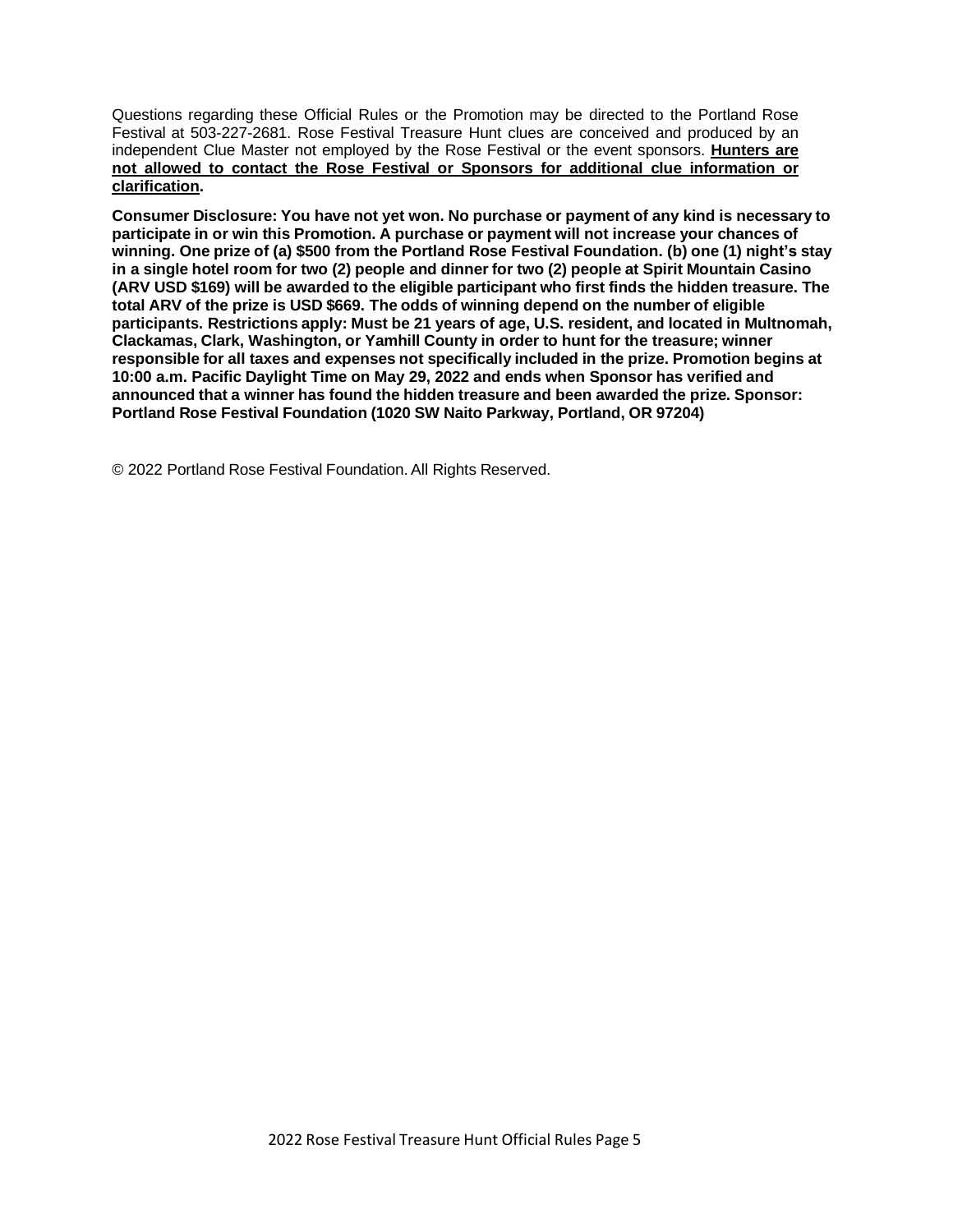Questions regarding these Official Rules or the Promotion may be directed to the Portland Rose Festival at 503-227-2681. Rose Festival Treasure Hunt clues are conceived and produced by an independent Clue Master not employed by the Rose Festival or the event sponsors. **Hunters are not allowed to contact the Rose Festival or Sponsors for additional clue information or clarification.**

**Consumer Disclosure: You have not yet won. No purchase or payment of any kind is necessary to participate in or win this Promotion. A purchase or payment will not increase your chances of winning. One prize of (a) $500 from the Portland Rose Festival Foundation. (b) one (1) night's stay in a single hotel room for two (2) people and dinner for two (2) people at Spirit Mountain Casino (ARV USD $169) will be awarded to the eligible participant who first finds the hidden treasure. The total ARV of the prize is USD $669. The odds of winning depend on the number of eligible participants. Restrictions apply: Must be 21 years of age, U.S. resident, and located in Multnomah, Clackamas, Clark, Washington, or Yamhill County in order to hunt for the treasure; winner responsible for all taxes and expenses not specifically included in the prize. Promotion begins at 10:00 a.m. Pacific Daylight Time on May 29, 2022 and ends when Sponsor has verified and announced that a winner has found the hidden treasure and been awarded the prize. Sponsor: Portland Rose Festival Foundation (1020 SW Naito Parkway, Portland, OR 97204)**

© 2022 Portland Rose Festival Foundation. All Rights Reserved.